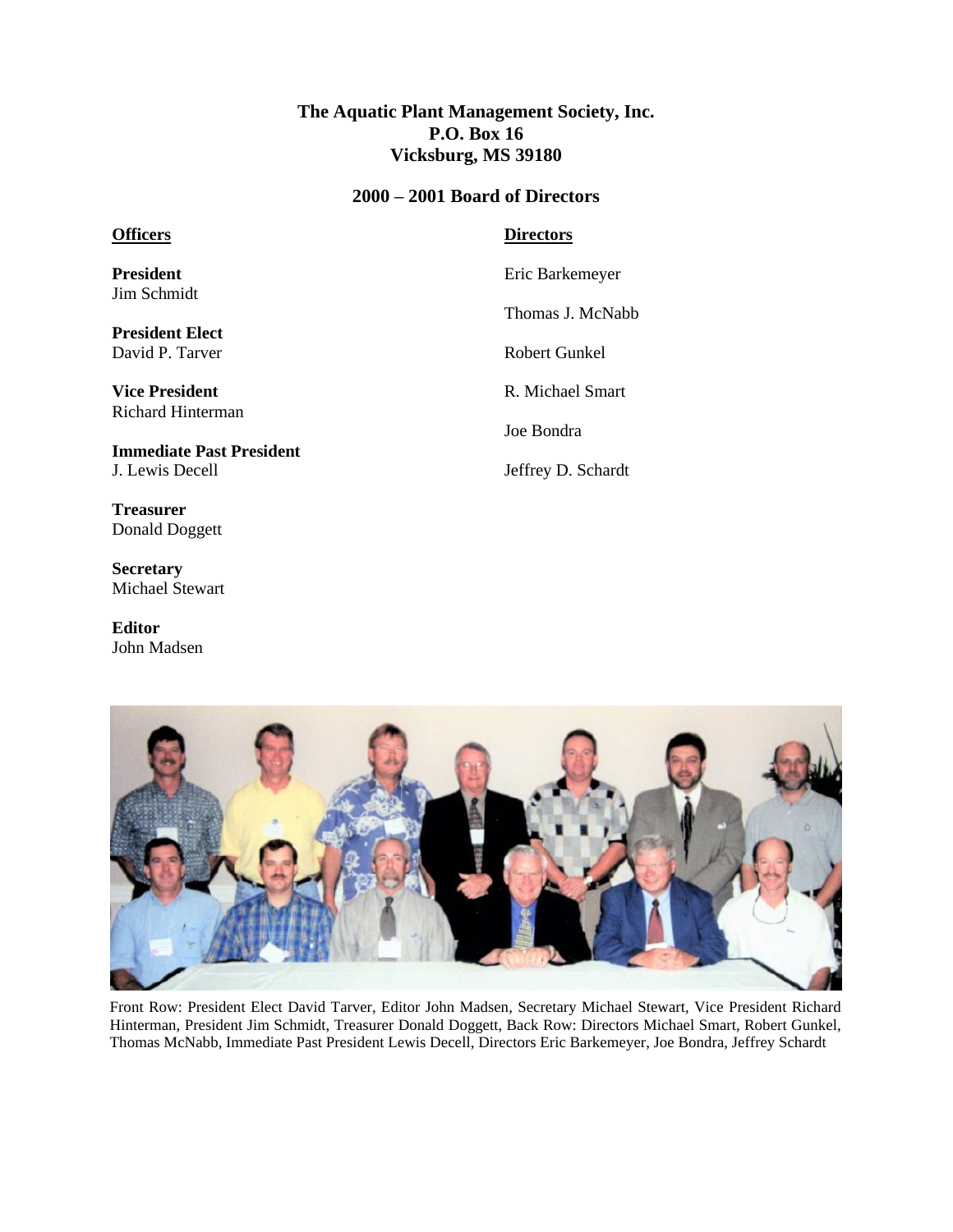**The Aquatic Plant Management Society, Inc.**
**P.O. Box 16**
**Vicksburg, MS 39180**

## 2000 – 2001 Board of Directors

**Officers**

**President**
Jim Schmidt

**President Elect**
David P. Tarver

**Vice President**
Richard Hinterman

**Immediate Past President**
J. Lewis Decell

**Treasurer**
Donald Doggett

**Secretary**
Michael Stewart

**Editor**
John Madsen

**Directors**

Eric Barkemeyer

Thomas J. McNabb

Robert Gunkel

R. Michael Smart

Joe Bondra

Jeffrey D. Schardt

Front Row: President Elect David Tarver, Editor John Madsen, Secretary Michael Stewart, Vice President Richard Hinterman, President Jim Schmidt, Treasurer Donald Doggett, Back Row: Directors Michael Smart, Robert Gunkel, Thomas McNabb, Immediate Past President Lewis Decell, Directors Eric Barkemeyer, Joe Bondra, Jeffrey Schardt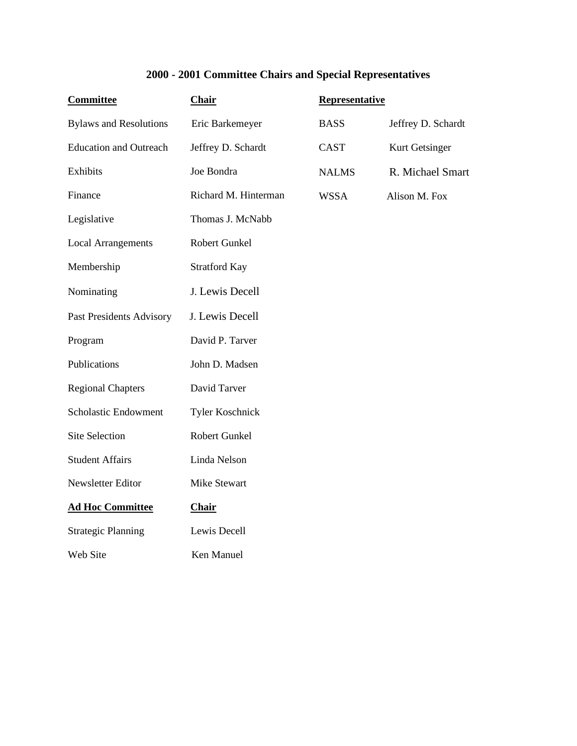## 2000 - 2001 Committee Chairs and Special Representatives

| Committee | Chair | Representative | |
|---|---|---|---|
| Bylaws and Resolutions | Eric Barkemeyer | BASS | Jeffrey D. Schardt |
| Education and Outreach | Jeffrey D. Schardt | CAST | Kurt Getsinger |
| Exhibits | Joe Bondra | NALMS | R. Michael Smart |
| Finance | Richard M. Hinterman | WSSA | Alison M. Fox |
| Legislative | Thomas J. McNabb | | |
| Local Arrangements | Robert Gunkel | | |
| Membership | Stratford Kay | | |
| Nominating | J. Lewis Decell | | |
| Past Presidents Advisory | J. Lewis Decell | | |
| Program | David P. Tarver | | |
| Publications | John D. Madsen | | |
| Regional Chapters | David Tarver | | |
| Scholastic Endowment | Tyler Koschnick | | |
| Site Selection | Robert Gunkel | | |
| Student Affairs | Linda Nelson | | |
| Newsletter Editor | Mike Stewart | | |

| Ad Hoc Committee | Chair |
|---|---|
| Strategic Planning | Lewis Decell |
| Web Site | Ken Manuel |